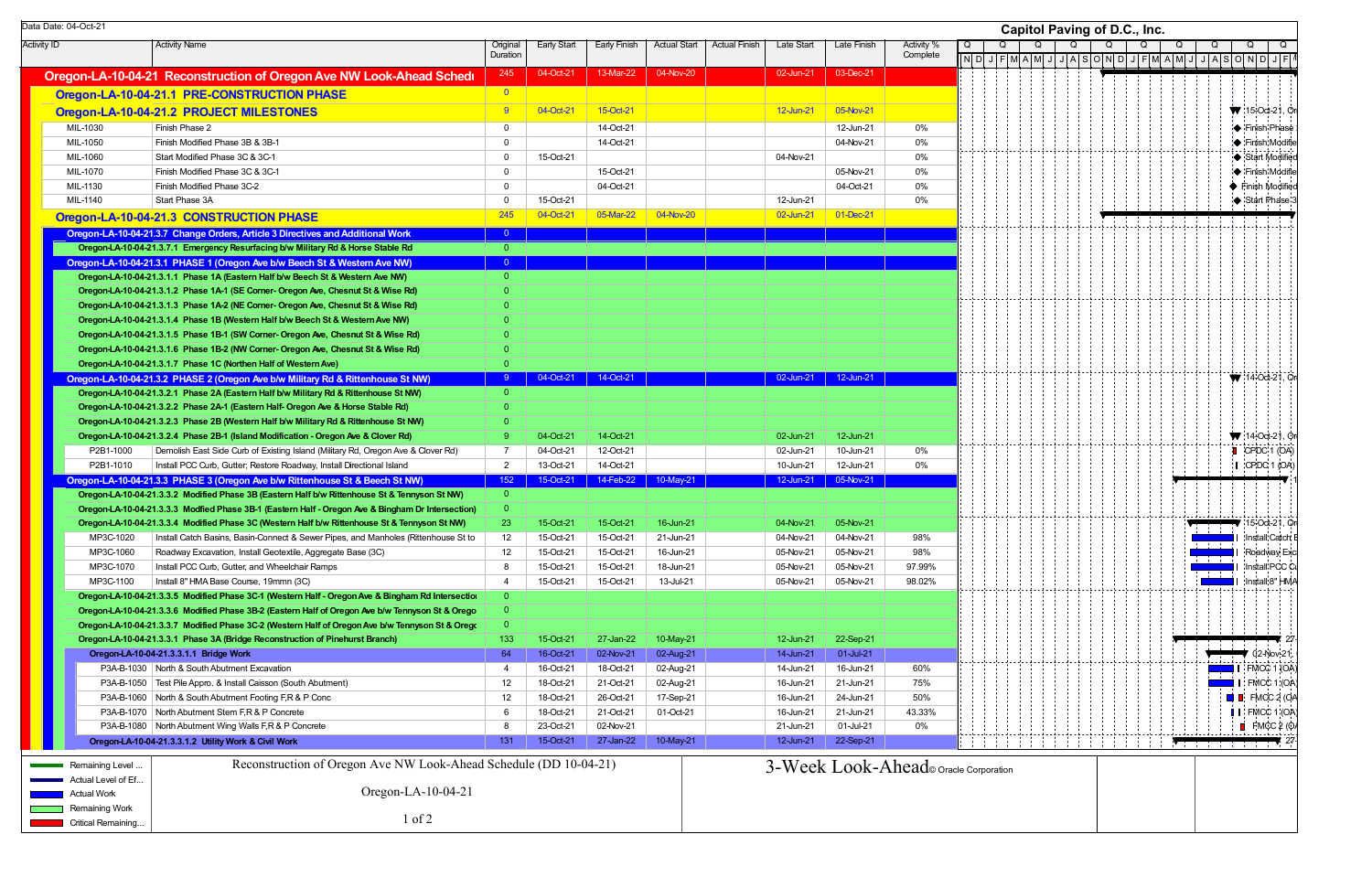Data Date: 04-Oct-21

**Capitol Paving of D.C., Inc.**

| Activity ID | Activity Name | Original Duration | Early Start | Early Finish | Actual Start | Actual Finish | Late Start | Late Finish | Activity % Complete |
|---|---|---|---|---|---|---|---|---|---|
| Oregon-LA-10-04-21 Reconstruction of Oregon Ave NW Look-Ahead Schedule | | 245 | 04-Oct-21 | 13-Mar-22 | 04-Nov-20 | | 02-Jun-21 | 03-Dec-21 | |
| Oregon-LA-10-04-21.1 PRE-CONSTRUCTION PHASE | | 0 | | | | | | | |
| Oregon-LA-10-04-21.2 PROJECT MILESTONES | | 9 | 04-Oct-21 | 15-Oct-21 | | | 12-Jun-21 | 05-Nov-21 | |
| MIL-1030 | Finish Phase 2 | 0 | | 14-Oct-21 | | | | 12-Jun-21 | 0% |
| MIL-1050 | Finish Modified Phase 3B & 3B-1 | 0 | | 14-Oct-21 | | | | 04-Nov-21 | 0% |
| MIL-1060 | Start Modified Phase 3C & 3C-1 | 0 | 15-Oct-21 | | | | 04-Nov-21 | | 0% |
| MIL-1070 | Finish Modified Phase 3C & 3C-1 | 0 | | 15-Oct-21 | | | | 05-Nov-21 | 0% |
| MIL-1130 | Finish Modified Phase 3C-2 | 0 | | 04-Oct-21 | | | | 04-Oct-21 | 0% |
| MIL-1140 | Start Phase 3A | 0 | 15-Oct-21 | | | | 12-Jun-21 | | 0% |
| Oregon-LA-10-04-21.3 CONSTRUCTION PHASE | | 245 | 04-Oct-21 | 05-Mar-22 | 04-Nov-20 | | 02-Jun-21 | 01-Dec-21 | |
| Oregon-LA-10-04-21.3.7 Change Orders, Article 3 Directives and Additional Work | | 0 | | | | | | | |
| Oregon-LA-10-04-21.3.7.1 Emergency Resurfacing b/w Military Rd & Horse Stable Rd | | 0 | | | | | | | |
| Oregon-LA-10-04-21.3.1 PHASE 1 (Oregon Ave b/w Beech St & Western Ave NW) | | 0 | | | | | | | |
| Oregon-LA-10-04-21.3.1.1 Phase 1A (Eastern Half b/w Beech St & Western Ave NW) | | 0 | | | | | | | |
| Oregon-LA-10-04-21.3.1.2 Phase 1A-1 (SE Corner- Oregon Ave, Chesnut St & Wise Rd) | | 0 | | | | | | | |
| Oregon-LA-10-04-21.3.1.3 Phase 1A-2 (NE Corner- Oregon Ave, Chesnut St & Wise Rd) | | 0 | | | | | | | |
| Oregon-LA-10-04-21.3.1.4 Phase 1B (Western Half b/w Beech St & Western Ave NW) | | 0 | | | | | | | |
| Oregon-LA-10-04-21.3.1.5 Phase 1B-1 (SW Corner- Oregon Ave, Chesnut St & Wise Rd) | | 0 | | | | | | | |
| Oregon-LA-10-04-21.3.1.6 Phase 1B-2 (NW Corner- Oregon Ave, Chesnut St & Wise Rd) | | 0 | | | | | | | |
| Oregon-LA-10-04-21.3.1.7 Phase 1C (Northen Half of Western Ave) | | 0 | | | | | | | |
| Oregon-LA-10-04-21.3.2 PHASE 2 (Oregon Ave b/w Military Rd & Rittenhouse St NW) | | 9 | 04-Oct-21 | 14-Oct-21 | | | 02-Jun-21 | 12-Jun-21 | |
| Oregon-LA-10-04-21.3.2.1 Phase 2A (Eastern Half b/w Military Rd & Rittenhouse St NW) | | 0 | | | | | | | |
| Oregon-LA-10-04-21.3.2.2 Phase 2A-1 (Eastern Half- Oregon Ave & Horse Stable Rd) | | 0 | | | | | | | |
| Oregon-LA-10-04-21.3.2.3 Phase 2B (Western Half b/w Military Rd & Rittenhouse St NW) | | 0 | | | | | | | |
| Oregon-LA-10-04-21.3.2.4 Phase 2B-1 (Island Modification - Oregon Ave & Clover Rd) | | 9 | 04-Oct-21 | 14-Oct-21 | | | 02-Jun-21 | 12-Jun-21 | |
| P2B1-1000 | Demolish East Side Curb of Existing Island (Military Rd, Oregon Ave & Clover Rd) | 7 | 04-Oct-21 | 12-Oct-21 | | | 02-Jun-21 | 10-Jun-21 | 0% |
| P2B1-1010 | Install PCC Curb, Gutter; Restore Roadway, Install Directional Island | 2 | 13-Oct-21 | 14-Oct-21 | | | 10-Jun-21 | 12-Jun-21 | 0% |
| Oregon-LA-10-04-21.3.3 PHASE 3 (Oregon Ave b/w Rittenhouse St & Beech St NW) | | 152 | 15-Oct-21 | 14-Feb-22 | 10-May-21 | | 12-Jun-21 | 05-Nov-21 | |
| Oregon-LA-10-04-21.3.3.2 Modified Phase 3B (Eastern Half b/w Rittenhouse St & Tennyson St NW) | | 0 | | | | | | | |
| Oregon-LA-10-04-21.3.3.3 Modfied Phase 3B-1 (Eastern Half - Oregon Ave & Bingham Dr Intersection) | | 0 | | | | | | | |
| Oregon-LA-10-04-21.3.3.4 Modified Phase 3C (Western Half b/w Rittenhouse St & Tennyson St NW) | | 23 | 15-Oct-21 | 15-Oct-21 | 16-Jun-21 | | 04-Nov-21 | 05-Nov-21 | |
| MP3C-1020 | Install Catch Basins, Basin-Connect & Sewer Pipes, and Manholes (Rittenhouse St to | 12 | 15-Oct-21 | 15-Oct-21 | 21-Jun-21 | | 04-Nov-21 | 04-Nov-21 | 98% |
| MP3C-1060 | Roadway Excavation, Install Geotextile, Aggregate Base (3C) | 12 | 15-Oct-21 | 15-Oct-21 | 16-Jun-21 | | 05-Nov-21 | 05-Nov-21 | 98% |
| MP3C-1080 | Install PCC Curb, Gutter, and Wheelchair Ramps | 8 | 15-Oct-21 | 15-Oct-21 | 18-Jun-21 | | 05-Nov-21 | 05-Nov-21 | 97.99% |
| MP3C-1100 | Install 8" HMA Base Course, 19mmn (3C) | 4 | 15-Oct-21 | 15-Oct-21 | 13-Jul-21 | | 05-Nov-21 | 05-Nov-21 | 98.02% |
| Oregon-LA-10-04-21.3.3.5 Modified Phase 3C-1 (Western Half - Oregon Ave & Bingham Rd Intersectio | | 0 | | | | | | | |
| Oregon-LA-10-04-21.3.3.6 Modified Phase 3B-2 (Eastern Half of Oregon Ave b/w Tennyson St & Orego | | 0 | | | | | | | |
| Oregon-LA-10-04-21.3.3.7 Modified Phase 3C-2 (Western Half of Oregon Ave b/w Tennyson St & Orego | | 0 | | | | | | | |
| Oregon-LA-10-04-21.3.3.1 Phase 3A (Bridge Reconstruction of Pinehurst Branch) | | 133 | 15-Oct-21 | 27-Jan-22 | 10-May-21 | | 12-Jun-21 | 22-Sep-21 | |
| Oregon-LA-10-04-21.3.3.1.1 Bridge Work | | 64 | 16-Oct-21 | 02-Nov-21 | 02-Aug-21 | | 14-Jun-21 | 01-Jul-21 | |
| P3A-B-1030 | North & South Abutment Excavation | 4 | 16-Oct-21 | 18-Oct-21 | 02-Aug-21 | | 14-Jun-21 | 16-Jun-21 | 60% |
| P3A-B-1050 | Test Pile Appro. & Install Caisson (South Abutment) | 12 | 18-Oct-21 | 21-Oct-21 | 02-Aug-21 | | 16-Jun-21 | 21-Jun-21 | 75% |
| P3A-B-1060 | North & South Abutment Footing F,R & P Conc | 12 | 18-Oct-21 | 26-Oct-21 | 17-Sep-21 | | 16-Jun-21 | 24-Jun-21 | 50% |
| P3A-B-1070 | North Abutment Stem F,R & P Concrete | 6 | 18-Oct-21 | 21-Oct-21 | 01-Oct-21 | | 16-Jun-21 | 21-Jun-21 | 43.33% |
| P3A-B-1080 | North Abutment Wing Walls F,R & P Concrete | 8 | 23-Oct-21 | 02-Nov-21 | | | 21-Jun-21 | 01-Jul-21 | 0% |
| Oregon-LA-10-04-21.3.3.1.2 Utility Work & Civil Work | | 131 | 15-Oct-21 | 27-Jan-22 | 10-May-21 | | 12-Jun-21 | 22-Sep-21 | |

Legend: Remaining Level ... | Actual Level of Ef... | Actual Work | Remaining Work | Critical Remaining...

Reconstruction of Oregon Ave NW Look-Ahead Schedule (DD 10-04-21)

Oregon-LA-10-04-21

3-Week Look-Ahead © Oracle Corporation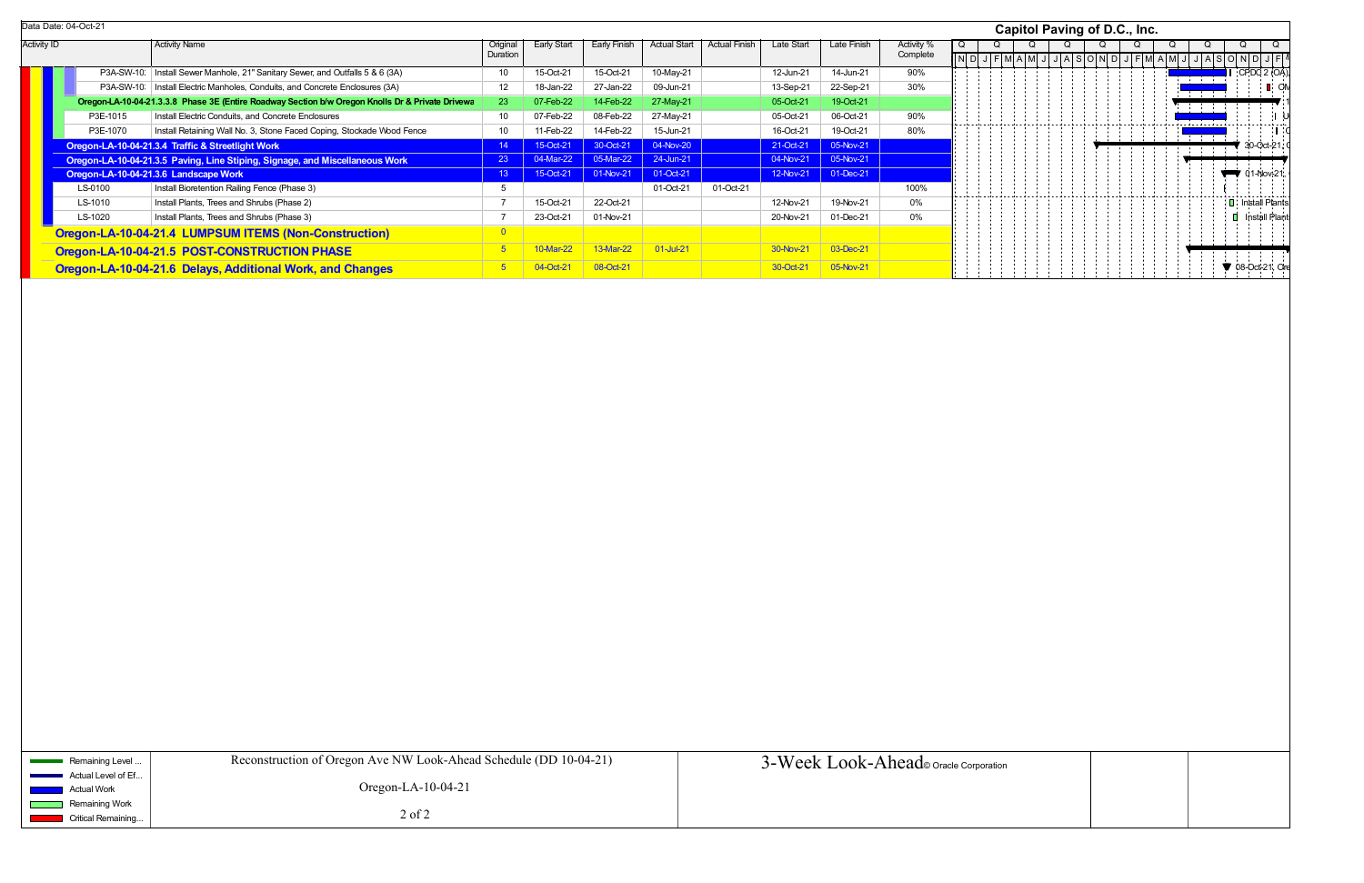Data Date: 04-Oct-21

**Capitol Paving of D.C., Inc.**

| Activity ID | Activity Name | Original Duration | Early Start | Early Finish | Actual Start | Actual Finish | Late Start | Late Finish | Activity % Complete |
|---|---|---|---|---|---|---|---|---|---|
| P3A-SW-10: | Install Sewer Manhole, 21" Sanitary Sewer, and Outfalls 5 & 6 (3A) | 10 | 15-Oct-21 | 15-Oct-21 | 10-May-21 | | 12-Jun-21 | 14-Jun-21 | 90% |
| P3A-SW-10: | Install Electric Manholes, Conduits, and Concrete Enclosures (3A) | 12 | 18-Jan-22 | 27-Jan-22 | 09-Jun-21 | | 13-Sep-21 | 22-Sep-21 | 30% |
| **Oregon-LA-10-04-21.3.3.8 Phase 3E (Entire Roadway Section b/w Oregon Knolls Dr & Private Drivewa** | | 23 | 07-Feb-22 | 14-Feb-22 | 27-May-21 | | 05-Oct-21 | 19-Oct-21 | |
| P3E-1015 | Install Electric Conduits, and Concrete Enclosures | 10 | 07-Feb-22 | 08-Feb-22 | 27-May-21 | | 05-Oct-21 | 06-Oct-21 | 90% |
| P3E-1070 | Install Retaining Wall No. 3, Stone Faced Coping, Stockade Wood Fence | 10 | 11-Feb-22 | 14-Feb-22 | 15-Jun-21 | | 16-Oct-21 | 19-Oct-21 | 80% |
| **Oregon-LA-10-04-21.3.4 Traffic & Streetlight Work** | | 14 | 15-Oct-21 | 30-Oct-21 | 04-Nov-20 | | 21-Oct-21 | 05-Nov-21 | |
| **Oregon-LA-10-04-21.3.5 Paving, Line Stiping, Signage, and Miscellaneous Work** | | 23 | 04-Mar-22 | 05-Mar-22 | 24-Jun-21 | | 04-Nov-21 | 05-Nov-21 | |
| **Oregon-LA-10-04-21.3.6 Landscape Work** | | 13 | 15-Oct-21 | 01-Nov-21 | 01-Oct-21 | | 12-Nov-21 | 01-Dec-21 | |
| LS-0100 | Install Bioretention Railing Fence (Phase 3) | 5 | | | 01-Oct-21 | 01-Oct-21 | | | 100% |
| LS-1010 | Install Plants, Trees and Shrubs (Phase 2) | 7 | 15-Oct-21 | 22-Oct-21 | | | 12-Nov-21 | 19-Nov-21 | 0% |
| LS-1020 | Install Plants, Trees and Shrubs (Phase 3) | 7 | 23-Oct-21 | 01-Nov-21 | | | 20-Nov-21 | 01-Dec-21 | 0% |
| **Oregon-LA-10-04-21.4 LUMPSUM ITEMS (Non-Construction)** | | 0 | | | | | | | |
| **Oregon-LA-10-04-21.5 POST-CONSTRUCTION PHASE** | | 5 | 10-Mar-22 | 13-Mar-22 | 01-Jul-21 | | 30-Nov-21 | 03-Dec-21 | |
| **Oregon-LA-10-04-21.6 Delays, Additional Work, and Changes** | | 5 | 04-Oct-21 | 08-Oct-21 | | | 30-Oct-21 | 05-Nov-21 | |

Legend: Remaining Level ... | Actual Level of Ef... | Actual Work | Remaining Work | Critical Remaining...

Reconstruction of Oregon Ave NW Look-Ahead Schedule (DD 10-04-21)

Oregon-LA-10-04-21

3-Week Look-Ahead © Oracle Corporation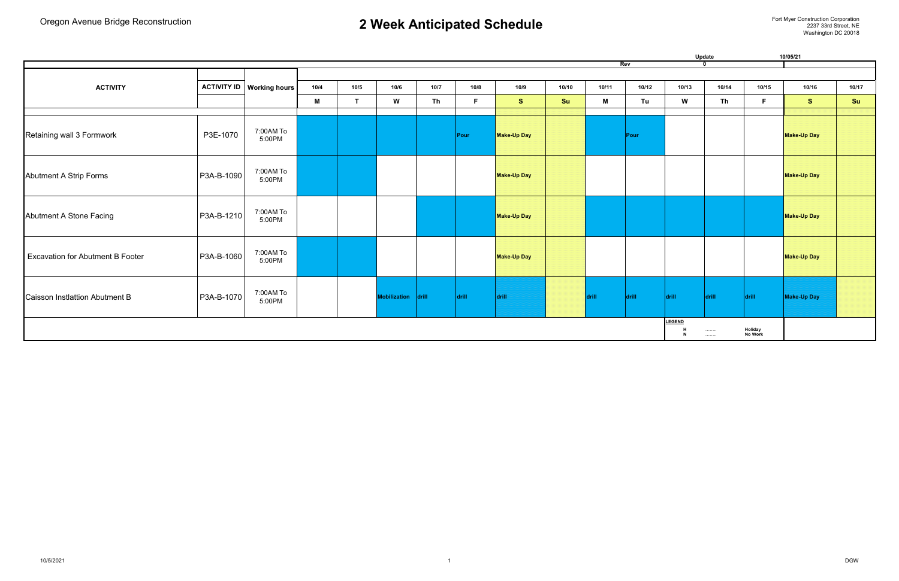Oregon Avenue Bridge Reconstruction

# 2 Week Anticipated Schedule

Fort Myer Construction Corporation
2237 33rd Street, NE
Washington DC 20018

Rev | Update 0 | 10/05/21

| ACTIVITY | ACTIVITY ID | Working hours | 10/4 | 10/5 | 10/6 | 10/7 | 10/8 | 10/9 | 10/10 | 10/11 | 10/12 | 10/13 | 10/14 | 10/15 | 10/16 | 10/17 |
|---|---|---|---|---|---|---|---|---|---|---|---|---|---|---|---|---|
| | | | M | T | W | Th | F | S | Su | M | Tu | W | Th | F | S | Su |
| Retaining wall 3 Formwork | P3E-1070 | 7:00AM To 5:00PM | | | | | Pour | Make-Up Day | | | Pour | | | | Make-Up Day | |
| Abutment A Strip Forms | P3A-B-1090 | 7:00AM To 5:00PM | | | | | | Make-Up Day | | | | | | | Make-Up Day | |
| Abutment A Stone Facing | P3A-B-1210 | 7:00AM To 5:00PM | | | | | | Make-Up Day | | | | | | | Make-Up Day | |
| Excavation for Abutment B Footer | P3A-B-1060 | 7:00AM To 5:00PM | | | | | | Make-Up Day | | | | | | | Make-Up Day | |
| Caisson Instlattion Abutment B | P3A-B-1070 | 7:00AM To 5:00PM | | | Mobilization | drill | drill | drill | | drill | drill | drill | drill | drill | Make-Up Day | |

LEGEND
H ........ Holiday
N ........ No Work